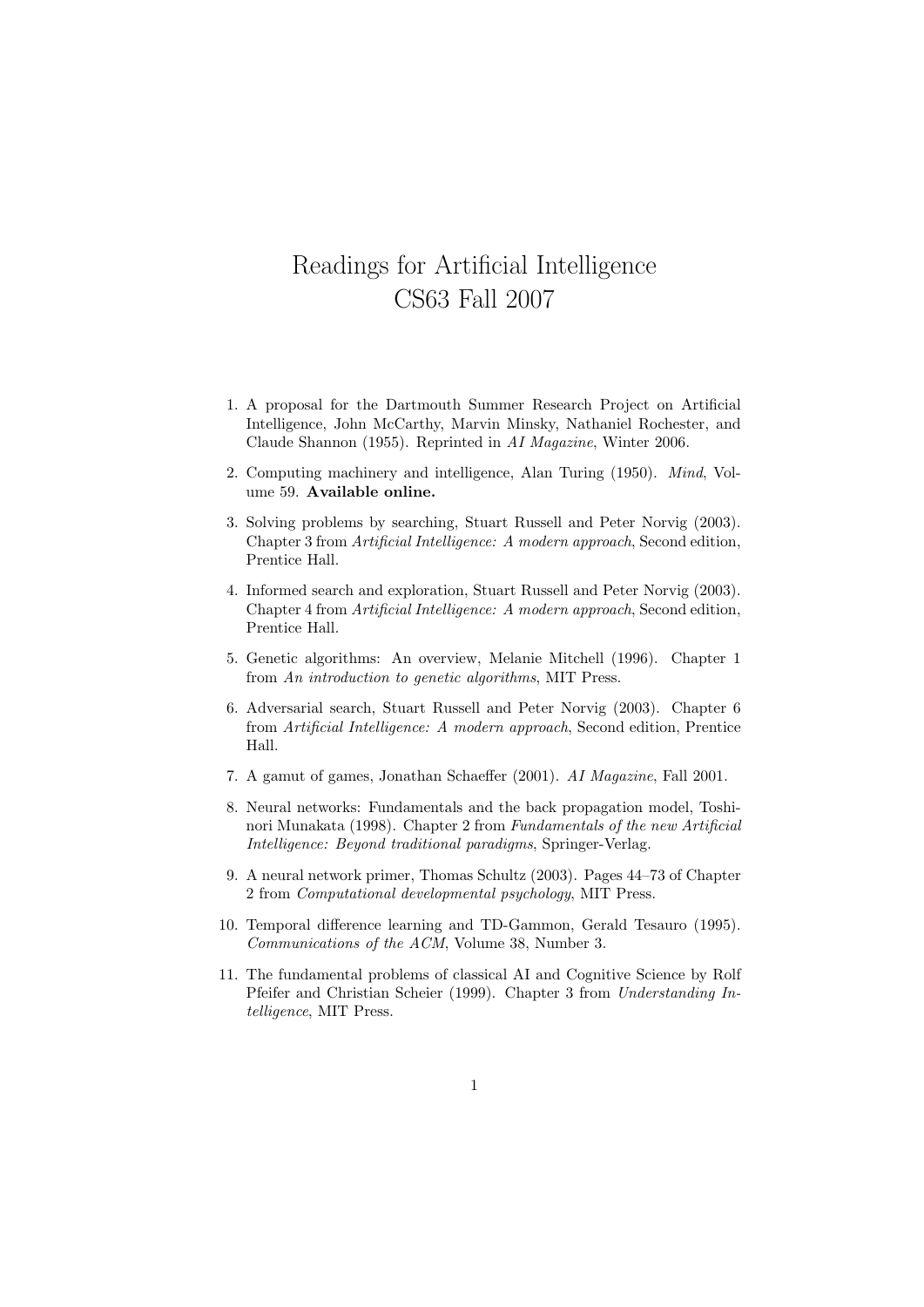# Readings for Artificial Intelligence
# CS63 Fall 2007

1. A proposal for the Dartmouth Summer Research Project on Artificial Intelligence, John McCarthy, Marvin Minsky, Nathaniel Rochester, and Claude Shannon (1955). Reprinted in *AI Magazine*, Winter 2006.

2. Computing machinery and intelligence, Alan Turing (1950). *Mind*, Volume 59. **Available online.**

3. Solving problems by searching, Stuart Russell and Peter Norvig (2003). Chapter 3 from *Artificial Intelligence: A modern approach*, Second edition, Prentice Hall.

4. Informed search and exploration, Stuart Russell and Peter Norvig (2003). Chapter 4 from *Artificial Intelligence: A modern approach*, Second edition, Prentice Hall.

5. Genetic algorithms: An overview, Melanie Mitchell (1996). Chapter 1 from *An introduction to genetic algorithms*, MIT Press.

6. Adversarial search, Stuart Russell and Peter Norvig (2003). Chapter 6 from *Artificial Intelligence: A modern approach*, Second edition, Prentice Hall.

7. A gamut of games, Jonathan Schaeffer (2001). *AI Magazine*, Fall 2001.

8. Neural networks: Fundamentals and the back propagation model, Toshinori Munakata (1998). Chapter 2 from *Fundamentals of the new Artificial Intelligence: Beyond traditional paradigms*, Springer-Verlag.

9. A neural network primer, Thomas Schultz (2003). Pages 44–73 of Chapter 2 from *Computational developmental psychology*, MIT Press.

10. Temporal difference learning and TD-Gammon, Gerald Tesauro (1995). *Communications of the ACM*, Volume 38, Number 3.

11. The fundamental problems of classical AI and Cognitive Science by Rolf Pfeifer and Christian Scheier (1999). Chapter 3 from *Understanding Intelligence*, MIT Press.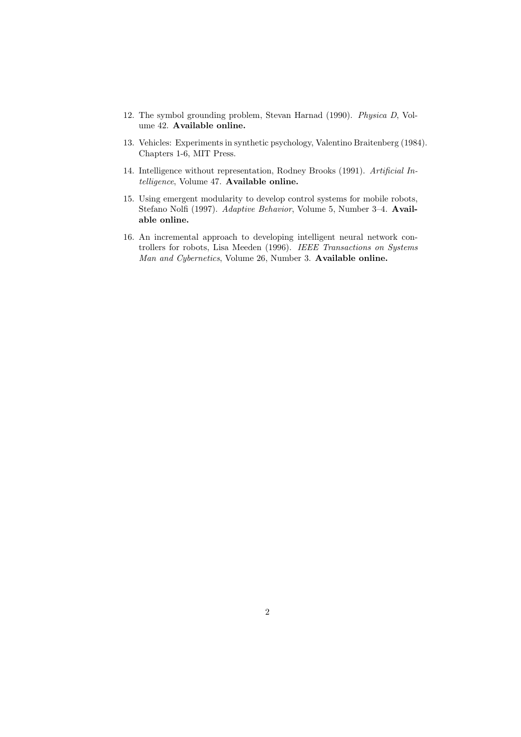12. The symbol grounding problem, Stevan Harnad (1990). *Physica D*, Volume 42. **Available online.**

13. Vehicles: Experiments in synthetic psychology, Valentino Braitenberg (1984). Chapters 1-6, MIT Press.

14. Intelligence without representation, Rodney Brooks (1991). *Artificial Intelligence*, Volume 47. **Available online.**

15. Using emergent modularity to develop control systems for mobile robots, Stefano Nolfi (1997). *Adaptive Behavior*, Volume 5, Number 3–4. **Available online.**

16. An incremental approach to developing intelligent neural network controllers for robots, Lisa Meeden (1996). *IEEE Transactions on Systems Man and Cybernetics*, Volume 26, Number 3. **Available online.**